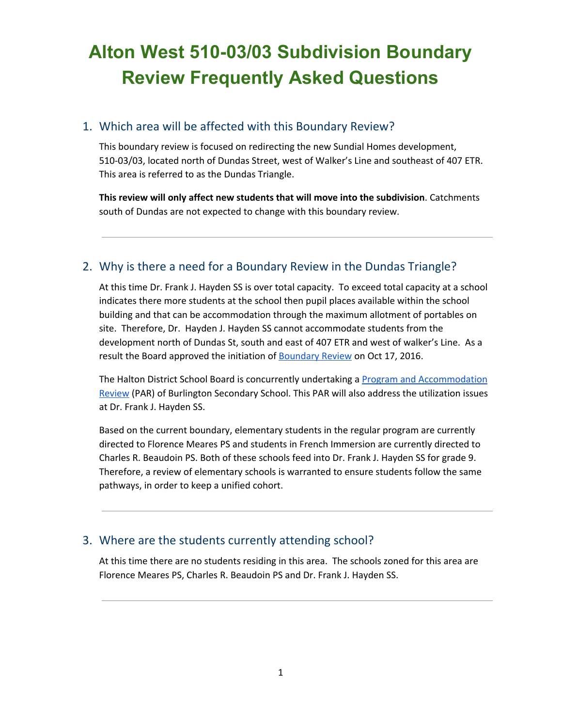# Alton West 510-03/03 Subdivision Boundary Review Frequently Asked Questions

## 1. Which area will be affected with this Boundary Review?

This boundary review is focused on redirecting the new Sundial Homes development, 510-03/03, located north of Dundas Street, west of Walker's Line and southeast of 407 ETR. This area is referred to as the Dundas Triangle.

**This review will only affect new students that will move into the subdivision**. Catchments south of Dundas are not expected to change with this boundary review.

---

## 2. Why is there a need for a Boundary Review in the Dundas Triangle?

At this time Dr. Frank J. Hayden SS is over total capacity. To exceed total capacity at a school indicates there more students at the school then pupil places available within the school building and that can be accommodation through the maximum allotment of portables on site. Therefore, Dr. Hayden J. Hayden SS cannot accommodate students from the development north of Dundas St, south and east of 407 ETR and west of walker's Line. As a result the Board approved the initiation of Boundary Review on Oct 17, 2016.

The Halton District School Board is concurrently undertaking a Program and Accommodation Review (PAR) of Burlington Secondary School. This PAR will also address the utilization issues at Dr. Frank J. Hayden SS.

Based on the current boundary, elementary students in the regular program are currently directed to Florence Meares PS and students in French Immersion are currently directed to Charles R. Beaudoin PS. Both of these schools feed into Dr. Frank J. Hayden SS for grade 9. Therefore, a review of elementary schools is warranted to ensure students follow the same pathways, in order to keep a unified cohort.

---

## 3. Where are the students currently attending school?

At this time there are no students residing in this area. The schools zoned for this area are Florence Meares PS, Charles R. Beaudoin PS and Dr. Frank J. Hayden SS.

---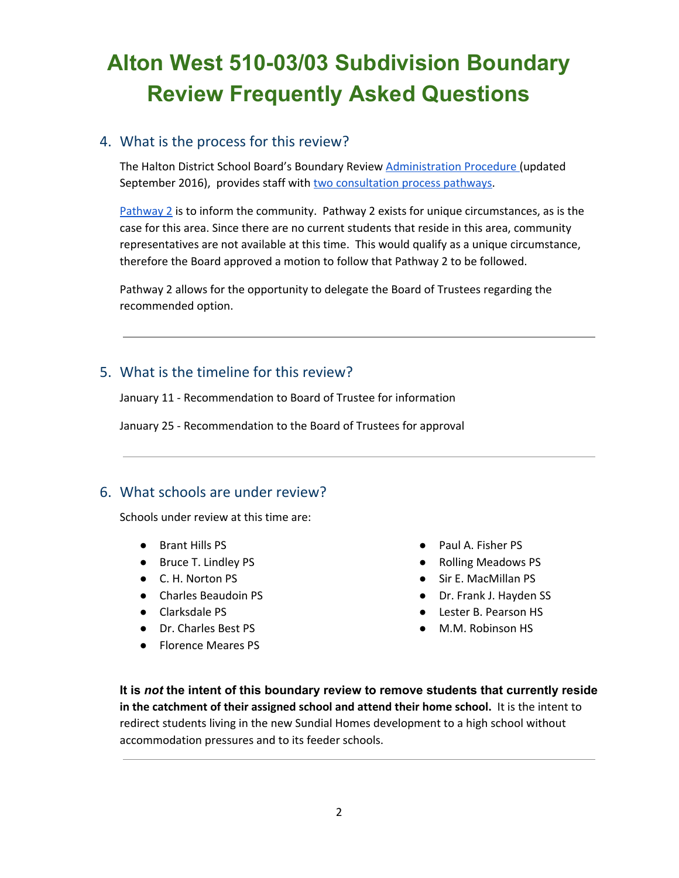# Alton West 510-03/03 Subdivision Boundary Review Frequently Asked Questions

## 4. What is the process for this review?

The Halton District School Board's Boundary Review Administration Procedure (updated September 2016), provides staff with two consultation process pathways.

Pathway 2 is to inform the community. Pathway 2 exists for unique circumstances, as is the case for this area. Since there are no current students that reside in this area, community representatives are not available at this time. This would qualify as a unique circumstance, therefore the Board approved a motion to follow that Pathway 2 to be followed.

Pathway 2 allows for the opportunity to delegate the Board of Trustees regarding the recommended option.

---

## 5. What is the timeline for this review?

January 11 - Recommendation to Board of Trustee for information

January 25 - Recommendation to the Board of Trustees for approval

---

## 6. What schools are under review?

Schools under review at this time are:

- Brant Hills PS
- Bruce T. Lindley PS
- C. H. Norton PS
- Charles Beaudoin PS
- Clarksdale PS
- Dr. Charles Best PS
- Florence Meares PS
- Paul A. Fisher PS
- Rolling Meadows PS
- Sir E. MacMillan PS
- Dr. Frank J. Hayden SS
- Lester B. Pearson HS
- M.M. Robinson HS

**It is *not* the intent of this boundary review to remove students that currently reside in the catchment of their assigned school and attend their home school.** It is the intent to redirect students living in the new Sundial Homes development to a high school without accommodation pressures and to its feeder schools.

---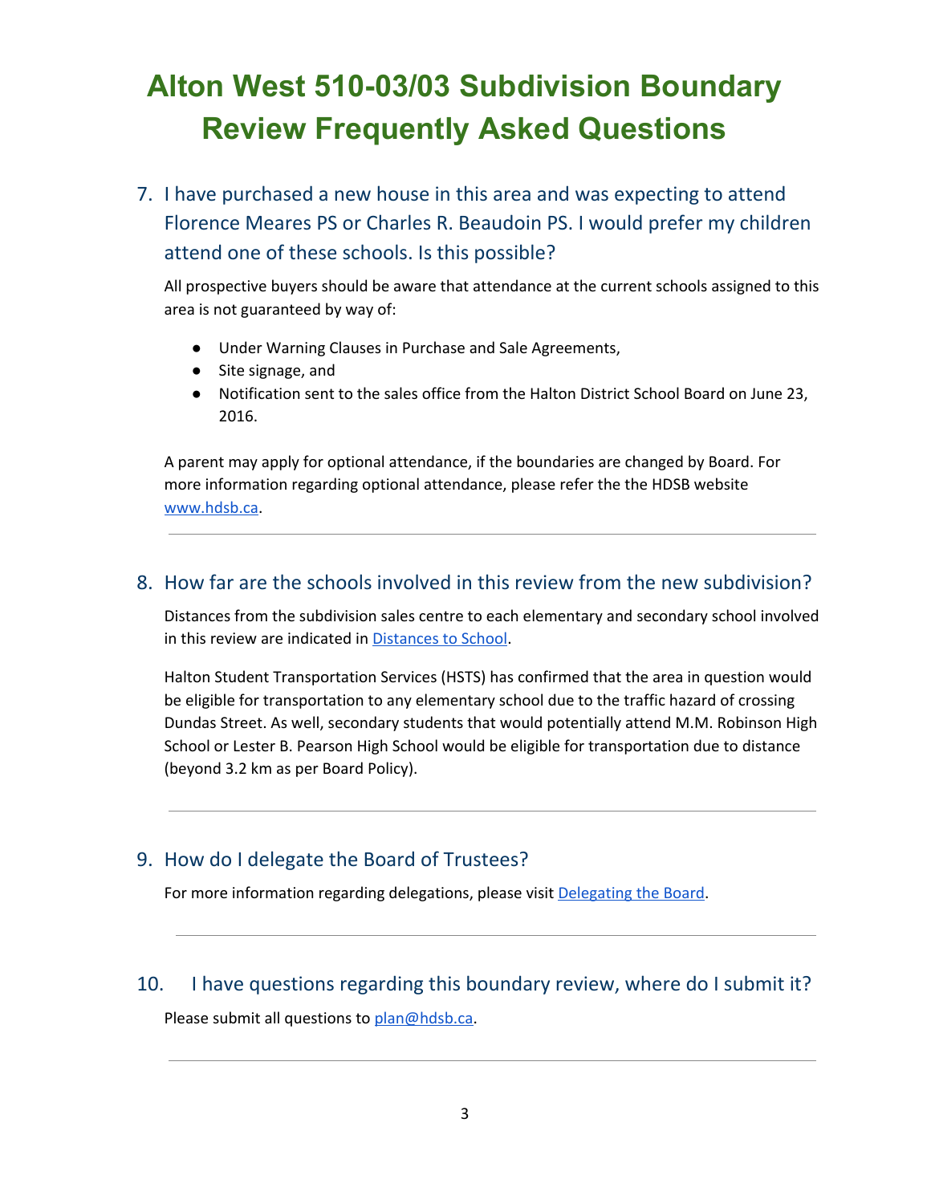# Alton West 510-03/03 Subdivision Boundary Review Frequently Asked Questions

## 7. I have purchased a new house in this area and was expecting to attend Florence Meares PS or Charles R. Beaudoin PS. I would prefer my children attend one of these schools. Is this possible?

All prospective buyers should be aware that attendance at the current schools assigned to this area is not guaranteed by way of:

- Under Warning Clauses in Purchase and Sale Agreements,
- Site signage, and
- Notification sent to the sales office from the Halton District School Board on June 23, 2016.

A parent may apply for optional attendance, if the boundaries are changed by Board. For more information regarding optional attendance, please refer the the HDSB website [www.hdsb.ca](http://www.hdsb.ca).

---

## 8. How far are the schools involved in this review from the new subdivision?

Distances from the subdivision sales centre to each elementary and secondary school involved in this review are indicated in [Distances to School](#).

Halton Student Transportation Services (HSTS) has confirmed that the area in question would be eligible for transportation to any elementary school due to the traffic hazard of crossing Dundas Street. As well, secondary students that would potentially attend M.M. Robinson High School or Lester B. Pearson High School would be eligible for transportation due to distance (beyond 3.2 km as per Board Policy).

---

## 9. How do I delegate the Board of Trustees?

For more information regarding delegations, please visit [Delegating the Board](#).

---

## 10. I have questions regarding this boundary review, where do I submit it?

Please submit all questions to [plan@hdsb.ca](mailto:plan@hdsb.ca).

---